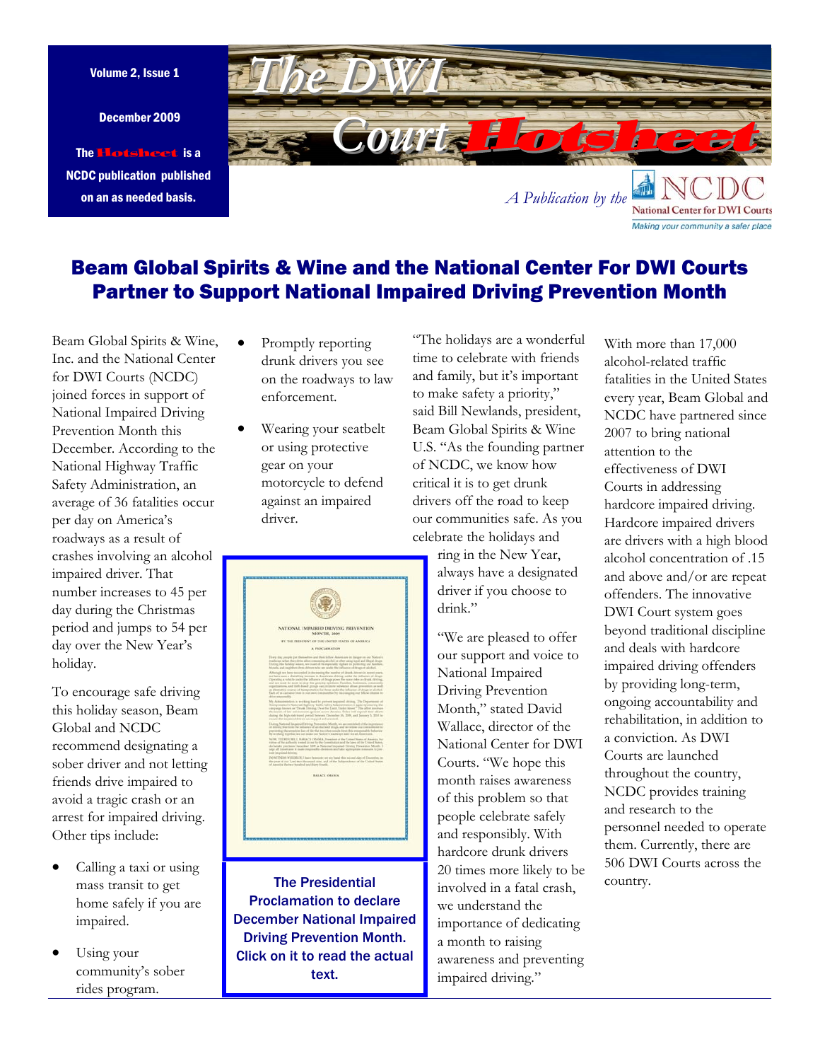Volume 2, Issue 1

December 2009

The Hotsheet is a NCDC publication published on an as needed basis.

# The DWI Court Hotsheet

*A Publication by the* NCDC National Center for DWI Courts

Making your community a safer place

## Beam Global Spirits & Wine and the National Center For DWI Courts Partner to Support National Impaired Driving Prevention Month

Beam Global Spirits & Wine, Inc. and the National Center for DWI Courts (NCDC) joined forces in support of National Impaired Driving Prevention Month this December. According to the National Highway Traffic Safety Administration, an average of 36 fatalities occur per day on America's roadways as a result of crashes involving an alcohol impaired driver. That number increases to 45 per day during the Christmas period and jumps to 54 per day over the New Year's holiday.

To encourage safe driving this holiday season, Beam Global and NCDC recommend designating a sober driver and not letting friends drive impaired to avoid a tragic crash or an arrest for impaired driving. Other tips include:

- Calling a taxi or using mass transit to get home safely if you are impaired.
- Using your community's sober rides program.
- Promptly reporting drunk drivers you see on the roadways to law enforcement.
- Wearing your seatbelt or using protective gear on your motorcycle to defend against an impaired driver.

**The Presidential Proclamation to declare December National Impaired Driving Prevention Month. Click on it to read the actual text.**

"The holidays are a wonderful time to celebrate with friends and family, but it's important to make safety a priority," said Bill Newlands, president, Beam Global Spirits & Wine U.S. "As the founding partner of NCDC, we know how critical it is to get drunk drivers off the road to keep our communities safe. As you celebrate the holidays and ring in the New Year, always have a designated driver if you choose to drink."

"We are pleased to offer our support and voice to National Impaired Driving Prevention Month," stated David Wallace, director of the National Center for DWI Courts. "We hope this month raises awareness of this problem so that people celebrate safely and responsibly. With hardcore drunk drivers 20 times more likely to be involved in a fatal crash, we understand the importance of dedicating a month to raising awareness and preventing impaired driving."

With more than 17,000 alcohol-related traffic fatalities in the United States every year, Beam Global and NCDC have partnered since 2007 to bring national attention to the effectiveness of DWI Courts in addressing hardcore impaired driving. Hardcore impaired drivers are drivers with a high blood alcohol concentration of .15 and above and/or are repeat offenders. The innovative DWI Court system goes beyond traditional discipline and deals with hardcore impaired driving offenders by providing long-term, ongoing accountability and rehabilitation, in addition to a conviction. As DWI Courts are launched throughout the country, NCDC provides training and research to the personnel needed to operate them. Currently, there are 506 DWI Courts across the country.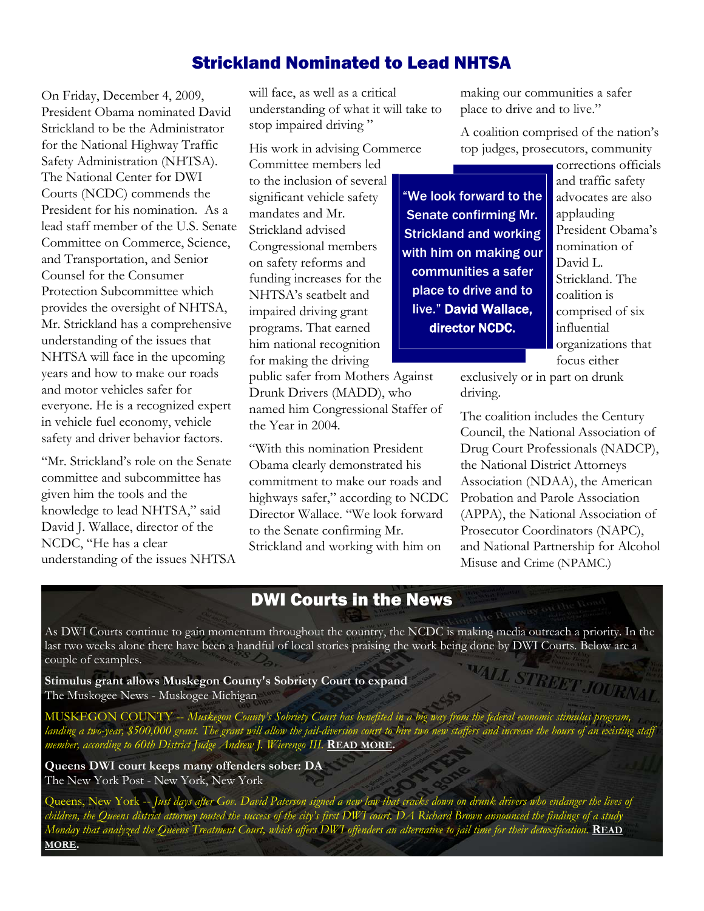## Strickland Nominated to Lead NHTSA

On Friday, December 4, 2009, President Obama nominated David Strickland to be the Administrator for the National Highway Traffic Safety Administration (NHTSA). The National Center for DWI Courts (NCDC) commends the President for his nomination. As a lead staff member of the U.S. Senate Committee on Commerce, Science, and Transportation, and Senior Counsel for the Consumer Protection Subcommittee which provides the oversight of NHTSA, Mr. Strickland has a comprehensive understanding of the issues that NHTSA will face in the upcoming years and how to make our roads and motor vehicles safer for everyone. He is a recognized expert in vehicle fuel economy, vehicle safety and driver behavior factors.

"Mr. Strickland's role on the Senate committee and subcommittee has given him the tools and the knowledge to lead NHTSA," said David J. Wallace, director of the NCDC, "He has a clear understanding of the issues NHTSA will face, as well as a critical understanding of what it will take to stop impaired driving "

His work in advising Commerce Committee members led to the inclusion of several significant vehicle safety mandates and Mr. Strickland advised Congressional members on safety reforms and funding increases for the NHTSA's seatbelt and impaired driving grant programs. That earned him national recognition for making the driving public safer from Mothers Against Drunk Drivers (MADD), who named him Congressional Staffer of the Year in 2004.

"With this nomination President Obama clearly demonstrated his commitment to make our roads and highways safer," according to NCDC Director Wallace. "We look forward to the Senate confirming Mr. Strickland and working with him on making our communities a safer place to drive and to live."

> "We look forward to the Senate confirming Mr. Strickland and working with him on making our communities a safer place to drive and to live." **David Wallace, director NCDC.**

A coalition comprised of the nation's top judges, prosecutors, community corrections officials and traffic safety advocates are also applauding President Obama's nomination of David L. Strickland. The coalition is comprised of six influential organizations that focus either exclusively or in part on drunk driving.

The coalition includes the Century Council, the National Association of Drug Court Professionals (NADCP), the National District Attorneys Association (NDAA), the American Probation and Parole Association (APPA), the National Association of Prosecutor Coordinators (NAPC), and National Partnership for Alcohol Misuse and Crime (NPAMC.)

## DWI Courts in the News

As DWI Courts continue to gain momentum throughout the country, the NCDC is making media outreach a priority. In the last two weeks alone there have been a handful of local stories praising the work being done by DWI Courts. Below are a couple of examples.

**Stimulus grant allows Muskegon County's Sobriety Court to expand**
The Muskogee News - Muskogee Michigan

MUSKEGON COUNTY -- *Muskegon County's Sobriety Court has benefited in a big way from the federal economic stimulus program, landing a two-year, $500,000 grant. The grant will allow the jail-diversion court to hire two new staffers and increase the hours of an existing staff member, according to 60th District Judge Andrew J. Wierengo III.* **READ MORE.**

**Queens DWI court keeps many offenders sober: DA**
The New York Post - New York, New York

Queens, New York -- *Just days after Gov. David Paterson signed a new law that cracks down on drunk drivers who endanger the lives of children, the Queens district attorney touted the success of the city's first DWI court. DA Richard Brown announced the findings of a study Monday that analyzed the Queens Treatment Court, which offers DWI offenders an alternative to jail time for their detoxification.* **READ MORE.**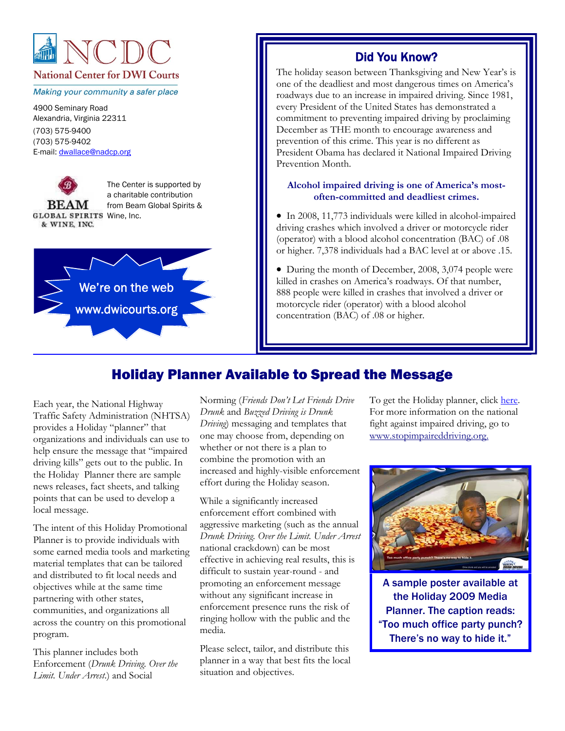# NCDC

**National Center for DWI Courts**

*Making your community a safer place*

4900 Seminary Road
Alexandria, Virginia 22311
(703) 575-9400
(703) 575-9402
E-mail: dwallace@nadcp.org

BEAM GLOBAL SPIRITS & WINE, INC.

The Center is supported by a charitable contribution from Beam Global Spirits & Wine, Inc.

We're on the web
www.dwicourts.org

## Did You Know?

The holiday season between Thanksgiving and New Year's is one of the deadliest and most dangerous times on America's roadways due to an increase in impaired driving. Since 1981, every President of the United States has demonstrated a commitment to preventing impaired driving by proclaiming December as THE month to encourage awareness and prevention of this crime. This year is no different as President Obama has declared it National Impaired Driving Prevention Month.

**Alcohol impaired driving is one of America's most-often-committed and deadliest crimes.**

- In 2008, 11,773 individuals were killed in alcohol-impaired driving crashes which involved a driver or motorcycle rider (operator) with a blood alcohol concentration (BAC) of .08 or higher. 7,378 individuals had a BAC level at or above .15.
- During the month of December, 2008, 3,074 people were killed in crashes on America's roadways. Of that number, 888 people were killed in crashes that involved a driver or motorcycle rider (operator) with a blood alcohol concentration (BAC) of .08 or higher.

## Holiday Planner Available to Spread the Message

Each year, the National Highway Traffic Safety Administration (NHTSA) provides a Holiday "planner" that organizations and individuals can use to help ensure the message that "impaired driving kills" gets out to the public. In the Holiday Planner there are sample news releases, fact sheets, and talking points that can be used to develop a local message.

The intent of this Holiday Promotional Planner is to provide individuals with some earned media tools and marketing material templates that can be tailored and distributed to fit local needs and objectives while at the same time partnering with other states, communities, and organizations all across the country on this promotional program.

This planner includes both Enforcement (*Drunk Driving. Over the Limit. Under Arrest.*) and Social Norming (*Friends Don't Let Friends Drive Drunk* and *Buzzed Driving is Drunk Driving*) messaging and templates that one may choose from, depending on whether or not there is a plan to combine the promotion with an increased and highly-visible enforcement effort during the Holiday season.

While a significantly increased enforcement effort combined with aggressive marketing (such as the annual *Drunk Driving. Over the Limit. Under Arrest* national crackdown) can be most effective in achieving real results, this is difficult to sustain year-round - and promoting an enforcement message without any significant increase in enforcement presence runs the risk of ringing hollow with the public and the media.

Please select, tailor, and distribute this planner in a way that best fits the local situation and objectives.

To get the Holiday planner, click here. For more information on the national fight against impaired driving, go to www.stopimpaireddriving.org.

A sample poster available at the Holiday 2009 Media Planner. The caption reads: "Too much office party punch? There's no way to hide it."